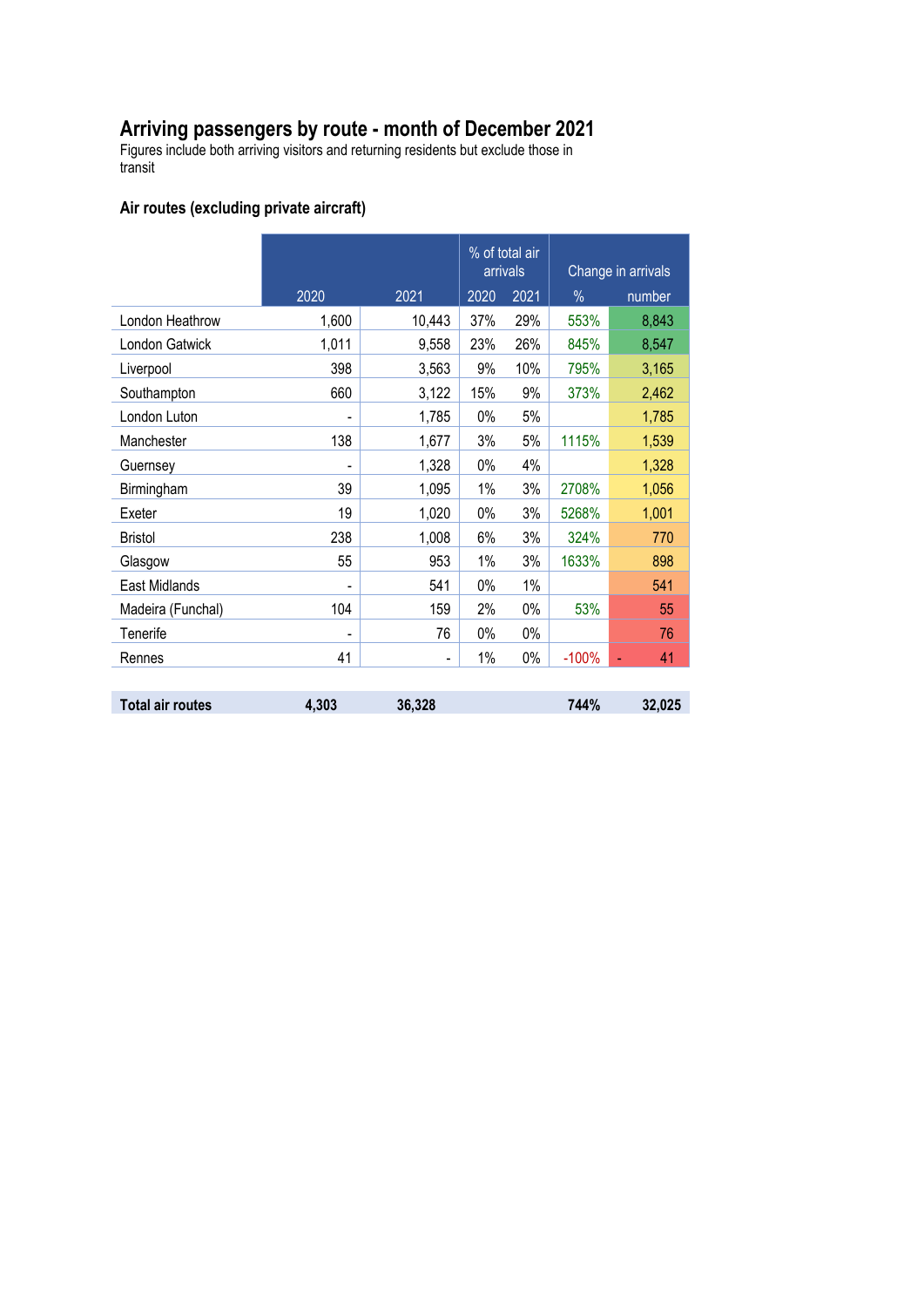# Arriving passengers by route - month of December 2021

Figures include both arriving visitors and returning residents but exclude those in transit

## Air routes (excluding private aircraft)

| | | | % of total air arrivals | | Change in arrivals | |
|---|---|---|---|---|---|---|
| | 2020 | 2021 | 2020 | 2021 | % | number |
| London Heathrow | 1,600 | 10,443 | 37% | 29% | 553% | 8,843 |
| London Gatwick | 1,011 | 9,558 | 23% | 26% | 845% | 8,547 |
| Liverpool | 398 | 3,563 | 9% | 10% | 795% | 3,165 |
| Southampton | 660 | 3,122 | 15% | 9% | 373% | 2,462 |
| London Luton | - | 1,785 | 0% | 5% | | 1,785 |
| Manchester | 138 | 1,677 | 3% | 5% | 1115% | 1,539 |
| Guernsey | - | 1,328 | 0% | 4% | | 1,328 |
| Birmingham | 39 | 1,095 | 1% | 3% | 2708% | 1,056 |
| Exeter | 19 | 1,020 | 0% | 3% | 5268% | 1,001 |
| Bristol | 238 | 1,008 | 6% | 3% | 324% | 770 |
| Glasgow | 55 | 953 | 1% | 3% | 1633% | 898 |
| East Midlands | - | 541 | 0% | 1% | | 541 |
| Madeira (Funchal) | 104 | 159 | 2% | 0% | 53% | 55 |
| Tenerife | - | 76 | 0% | 0% | | 76 |
| Rennes | 41 | - | 1% | 0% | -100% | - 41 |
| **Total air routes** | **4,303** | **36,328** | | | **744%** | **32,025** |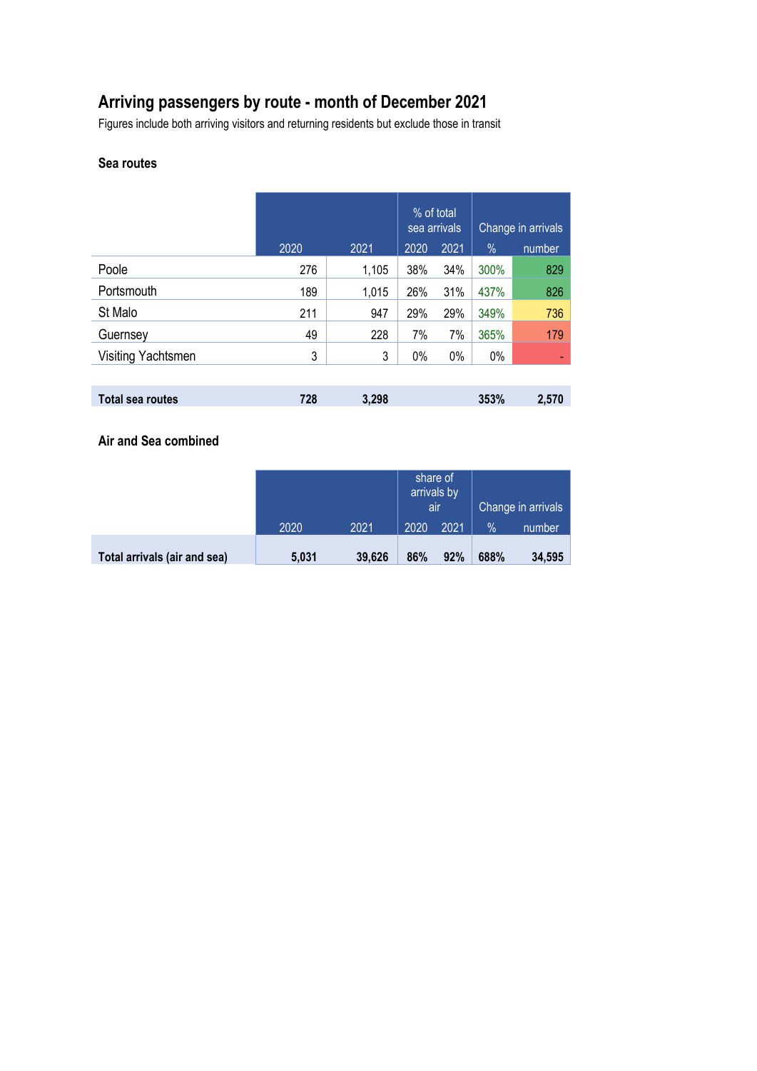# Arriving passengers by route - month of December 2021

Figures include both arriving visitors and returning residents but exclude those in transit

## Sea routes

| | 2020 | 2021 | % of total sea arrivals 2020 | % of total sea arrivals 2021 | Change in arrivals % | Change in arrivals number |
|---|---|---|---|---|---|---|
| Poole | 276 | 1,105 | 38% | 34% | 300% | 829 |
| Portsmouth | 189 | 1,015 | 26% | 31% | 437% | 826 |
| St Malo | 211 | 947 | 29% | 29% | 349% | 736 |
| Guernsey | 49 | 228 | 7% | 7% | 365% | 179 |
| Visiting Yachtsmen | 3 | 3 | 0% | 0% | 0% | - |
| **Total sea routes** | **728** | **3,298** | | | **353%** | **2,570** |

## Air and Sea combined

| | 2020 | 2021 | share of arrivals by air 2020 | share of arrivals by air 2021 | Change in arrivals % | Change in arrivals number |
|---|---|---|---|---|---|---|
| **Total arrivals (air and sea)** | **5,031** | **39,626** | **86%** | **92%** | **688%** | **34,595** |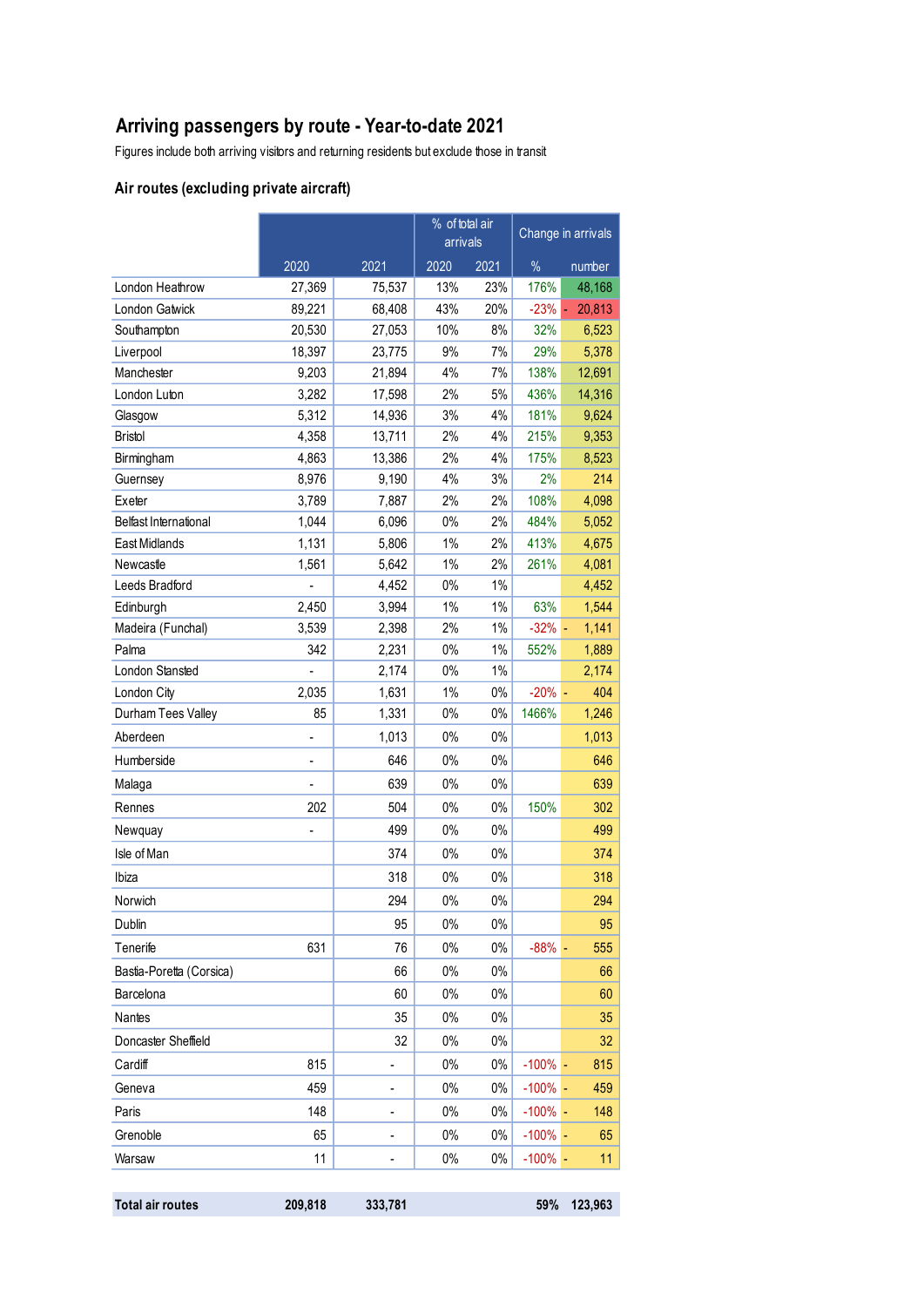## Arriving passengers by route - Year-to-date 2021

Figures include both arriving visitors and returning residents but exclude those in transit

### Air routes (excluding private aircraft)

| | | | % of total air arrivals | | Change in arrivals | |
|---|---|---|---|---|---|---|
| | 2020 | 2021 | 2020 | 2021 | % | number |
| London Heathrow | 27,369 | 75,537 | 13% | 23% | 176% | 48,168 |
| London Gatwick | 89,221 | 68,408 | 43% | 20% | -23% | - 20,813 |
| Southampton | 20,530 | 27,053 | 10% | 8% | 32% | 6,523 |
| Liverpool | 18,397 | 23,775 | 9% | 7% | 29% | 5,378 |
| Manchester | 9,203 | 21,894 | 4% | 7% | 138% | 12,691 |
| London Luton | 3,282 | 17,598 | 2% | 5% | 436% | 14,316 |
| Glasgow | 5,312 | 14,936 | 3% | 4% | 181% | 9,624 |
| Bristol | 4,358 | 13,711 | 2% | 4% | 215% | 9,353 |
| Birmingham | 4,863 | 13,386 | 2% | 4% | 175% | 8,523 |
| Guernsey | 8,976 | 9,190 | 4% | 3% | 2% | 214 |
| Exeter | 3,789 | 7,887 | 2% | 2% | 108% | 4,098 |
| Belfast International | 1,044 | 6,096 | 0% | 2% | 484% | 5,052 |
| East Midlands | 1,131 | 5,806 | 1% | 2% | 413% | 4,675 |
| Newcastle | 1,561 | 5,642 | 1% | 2% | 261% | 4,081 |
| Leeds Bradford | - | 4,452 | 0% | 1% | | 4,452 |
| Edinburgh | 2,450 | 3,994 | 1% | 1% | 63% | 1,544 |
| Madeira (Funchal) | 3,539 | 2,398 | 2% | 1% | -32% | - 1,141 |
| Palma | 342 | 2,231 | 0% | 1% | 552% | 1,889 |
| London Stansted | - | 2,174 | 0% | 1% | | 2,174 |
| London City | 2,035 | 1,631 | 1% | 0% | -20% | - 404 |
| Durham Tees Valley | 85 | 1,331 | 0% | 0% | 1466% | 1,246 |
| Aberdeen | - | 1,013 | 0% | 0% | | 1,013 |
| Humberside | - | 646 | 0% | 0% | | 646 |
| Malaga | - | 639 | 0% | 0% | | 639 |
| Rennes | 202 | 504 | 0% | 0% | 150% | 302 |
| Newquay | - | 499 | 0% | 0% | | 499 |
| Isle of Man | | 374 | 0% | 0% | | 374 |
| Ibiza | | 318 | 0% | 0% | | 318 |
| Norwich | | 294 | 0% | 0% | | 294 |
| Dublin | | 95 | 0% | 0% | | 95 |
| Tenerife | 631 | 76 | 0% | 0% | -88% | - 555 |
| Bastia-Poretta (Corsica) | | 66 | 0% | 0% | | 66 |
| Barcelona | | 60 | 0% | 0% | | 60 |
| Nantes | | 35 | 0% | 0% | | 35 |
| Doncaster Sheffield | | 32 | 0% | 0% | | 32 |
| Cardiff | 815 | - | 0% | 0% | -100% | - 815 |
| Geneva | 459 | - | 0% | 0% | -100% | - 459 |
| Paris | 148 | - | 0% | 0% | -100% | - 148 |
| Grenoble | 65 | - | 0% | 0% | -100% | - 65 |
| Warsaw | 11 | - | 0% | 0% | -100% | - 11 |
| **Total air routes** | **209,818** | **333,781** | | | **59%** | **123,963** |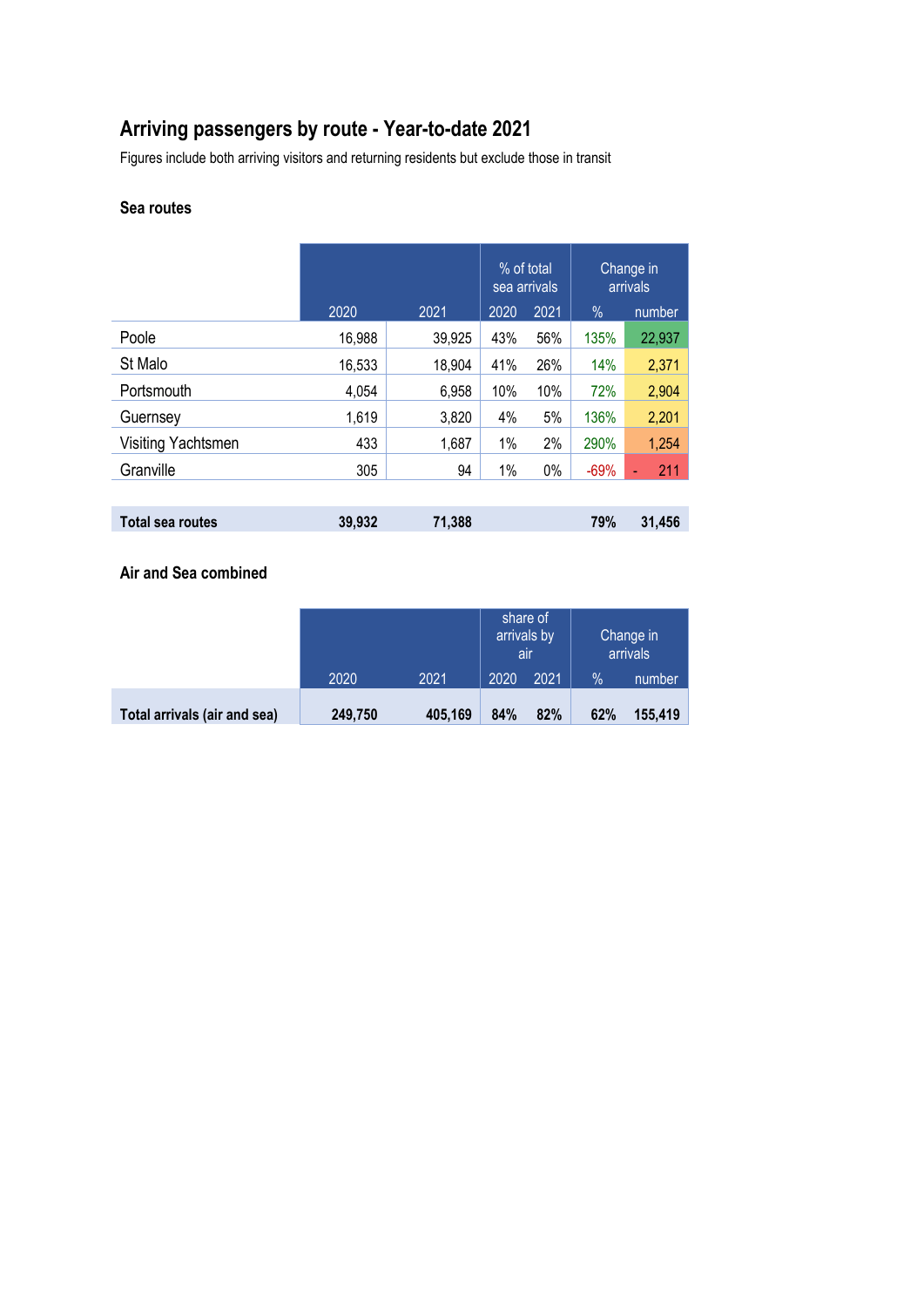## Arriving passengers by route - Year-to-date 2021

Figures include both arriving visitors and returning residents but exclude those in transit

### Sea routes

| | | | % of total sea arrivals | | Change in arrivals | |
|---|---|---|---|---|---|---|
| | 2020 | 2021 | 2020 | 2021 | % | number |
| Poole | 16,988 | 39,925 | 43% | 56% | 135% | 22,937 |
| St Malo | 16,533 | 18,904 | 41% | 26% | 14% | 2,371 |
| Portsmouth | 4,054 | 6,958 | 10% | 10% | 72% | 2,904 |
| Guernsey | 1,619 | 3,820 | 4% | 5% | 136% | 2,201 |
| Visiting Yachtsmen | 433 | 1,687 | 1% | 2% | 290% | 1,254 |
| Granville | 305 | 94 | 1% | 0% | -69% | - 211 |
| **Total sea routes** | **39,932** | **71,388** | | | **79%** | **31,456** |

### Air and Sea combined

| | | | share of arrivals by air | | Change in arrivals | |
|---|---|---|---|---|---|---|
| | 2020 | 2021 | 2020 | 2021 | % | number |
| **Total arrivals (air and sea)** | **249,750** | **405,169** | **84%** | **82%** | **62%** | **155,419** |